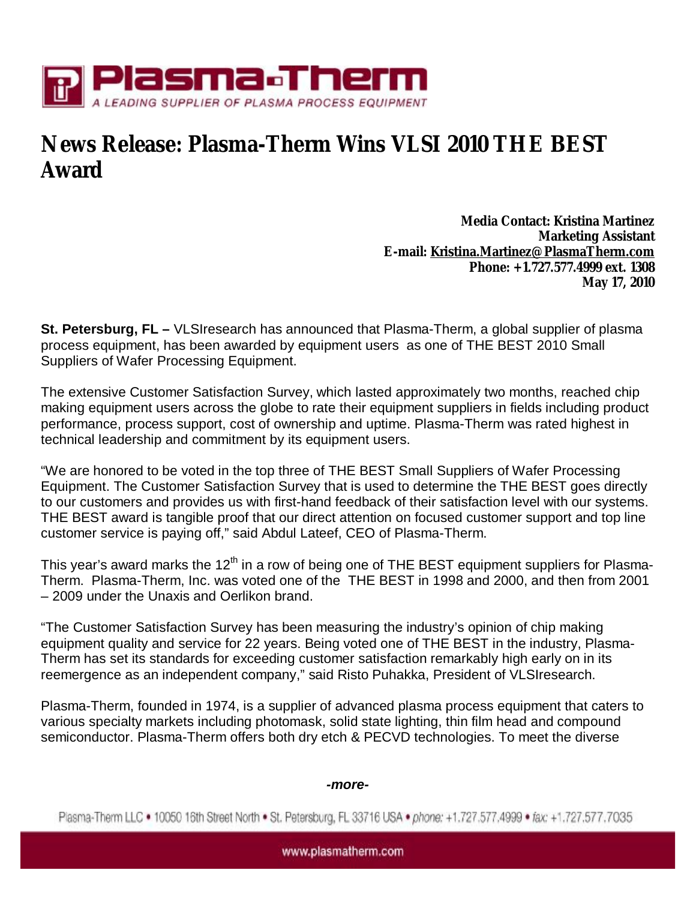# News Release: Plasma-Therm Wins VLSI 2010 THE BEST Award

**Media Contact: Kristina Martinez**
**Marketing Assistant**
**E-mail: Kristina.Martinez@PlasmaTherm.com**
**Phone: +1.727.577.4999 ext. 1308**
**May 17, 2010**

**St. Petersburg, FL –** VLSIresearch has announced that Plasma-Therm, a global supplier of plasma process equipment, has been awarded by equipment users as one of THE BEST 2010 Small Suppliers of Wafer Processing Equipment.

The extensive Customer Satisfaction Survey, which lasted approximately two months, reached chip making equipment users across the globe to rate their equipment suppliers in fields including product performance, process support, cost of ownership and uptime. Plasma-Therm was rated highest in technical leadership and commitment by its equipment users.

"We are honored to be voted in the top three of THE BEST Small Suppliers of Wafer Processing Equipment. The Customer Satisfaction Survey that is used to determine the THE BEST goes directly to our customers and provides us with first-hand feedback of their satisfaction level with our systems. THE BEST award is tangible proof that our direct attention on focused customer support and top line customer service is paying off," said Abdul Lateef, CEO of Plasma-Therm.

This year's award marks the 12th in a row of being one of THE BEST equipment suppliers for Plasma-Therm. Plasma-Therm, Inc. was voted one of the THE BEST in 1998 and 2000, and then from 2001 – 2009 under the Unaxis and Oerlikon brand.

"The Customer Satisfaction Survey has been measuring the industry's opinion of chip making equipment quality and service for 22 years. Being voted one of THE BEST in the industry, Plasma-Therm has set its standards for exceeding customer satisfaction remarkably high early on in its reemergence as an independent company," said Risto Puhakka, President of VLSIresearch.

Plasma-Therm, founded in 1974, is a supplier of advanced plasma process equipment that caters to various specialty markets including photomask, solid state lighting, thin film head and compound semiconductor. Plasma-Therm offers both dry etch & PECVD technologies. To meet the diverse

*-more-*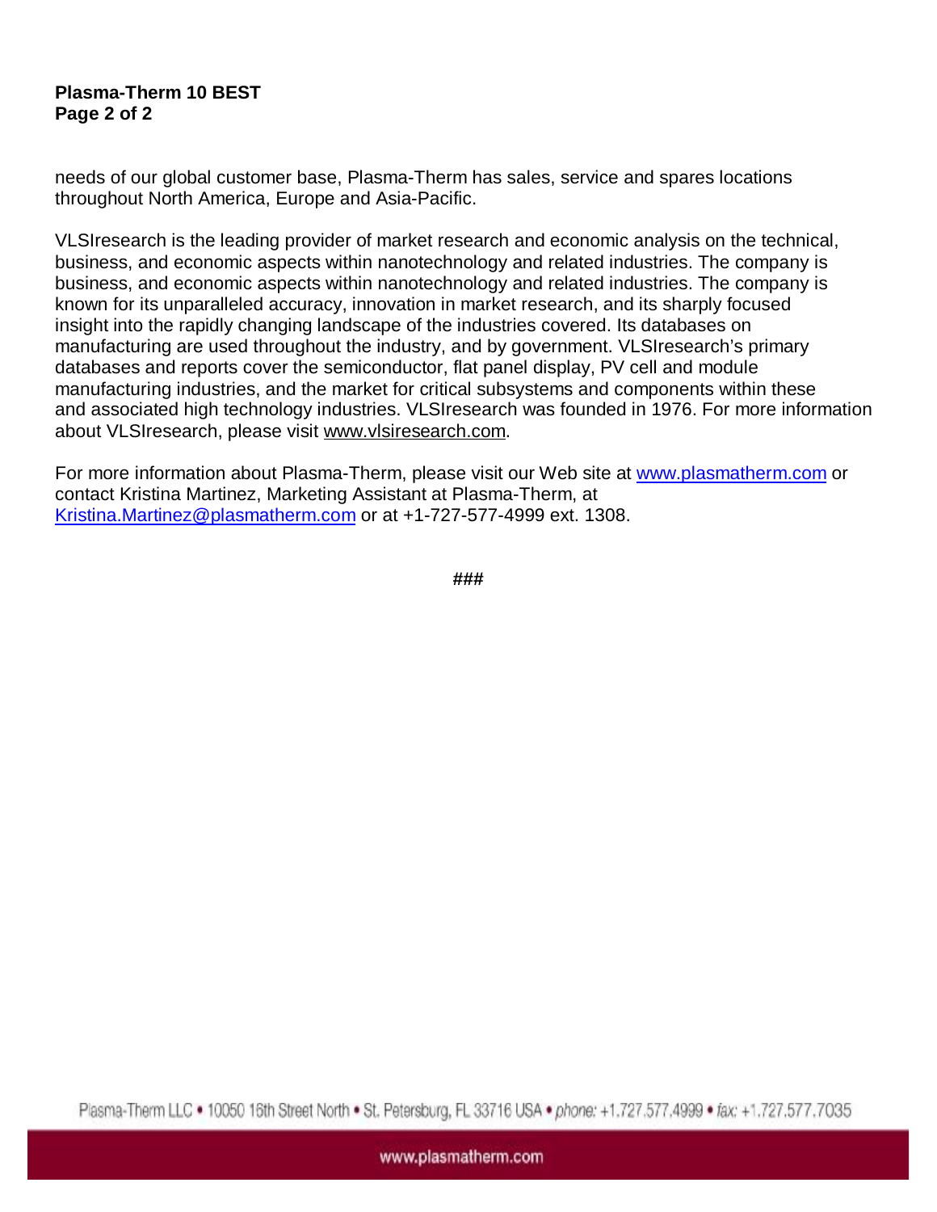needs of our global customer base, Plasma-Therm has sales, service and spares locations throughout North America, Europe and Asia-Pacific.

VLSIresearch is the leading provider of market research and economic analysis on the technical, business, and economic aspects within nanotechnology and related industries. The company is business, and economic aspects within nanotechnology and related industries. The company is known for its unparalleled accuracy, innovation in market research, and its sharply focused insight into the rapidly changing landscape of the industries covered. Its databases on manufacturing are used throughout the industry, and by government. VLSIresearch's primary databases and reports cover the semiconductor, flat panel display, PV cell and module manufacturing industries, and the market for critical subsystems and components within these and associated high technology industries. VLSIresearch was founded in 1976. For more information about VLSIresearch, please visit www.vlsiresearch.com.

For more information about Plasma-Therm, please visit our Web site at www.plasmatherm.com or contact Kristina Martinez, Marketing Assistant at Plasma-Therm, at Kristina.Martinez@plasmatherm.com or at +1-727-577-4999 ext. 1308.

###